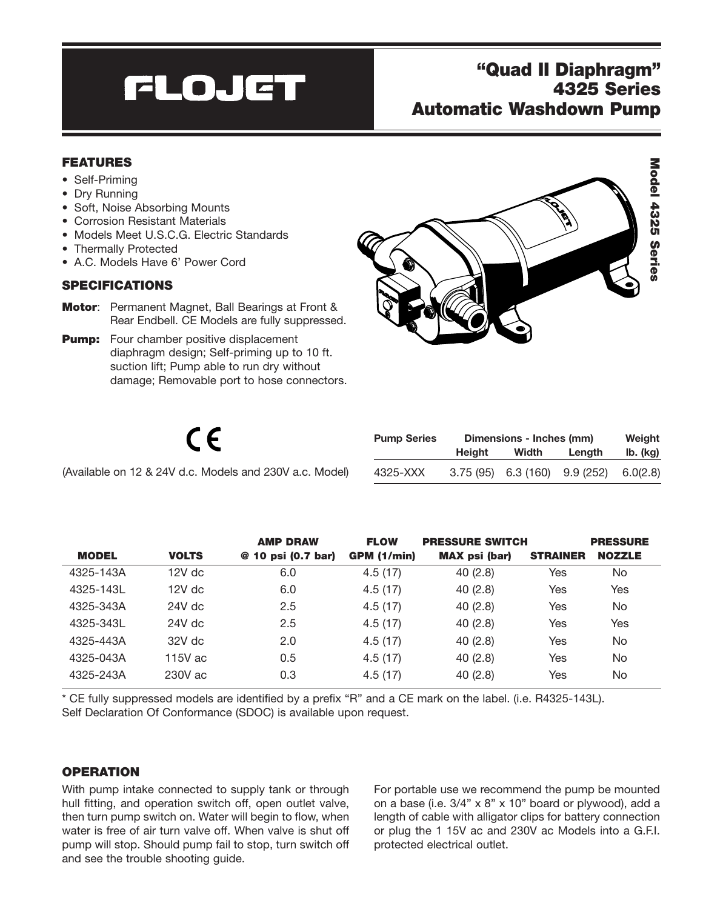# FLOJET

## "Quad II Diaphragm" 4325 Series Automatic Washdown Pump

### FEATURES

- Self-Priming
- Dry Running
- Soft, Noise Absorbing Mounts
- Corrosion Resistant Materials
- Models Meet U.S.C.G. Electric Standards
- Thermally Protected
- A.C. Models Have 6' Power Cord

Model 4325 Series

### SPECIFICATIONS

**Motor**: Permanent Magnet, Ball Bearings at Front & Rear Endbell. CE Models are fully suppressed.

**Pump:** Four chamber positive displacement diaphragm design; Self-priming up to 10 ft. suction lift; Pump able to run dry without damage; Removable port to hose connectors.

CE

(Available on 12 & 24V d.c. Models and 230V a.c. Model)

| Pump Series | Dimensions - Inches (mm) | | | Weight |
|---|---|---|---|---|
| | Height | Width | Length | lb. (kg) |
| 4325-XXX | 3.75 (95) | 6.3 (160) | 9.9 (252) | 6.0(2.8) |

| MODEL | VOLTS | AMP DRAW @ 10 psi (0.7 bar) | FLOW GPM (1/min) | PRESSURE SWITCH MAX psi (bar) | STRAINER | PRESSURE NOZZLE |
|---|---|---|---|---|---|---|
| 4325-143A | 12V dc | 6.0 | 4.5 (17) | 40 (2.8) | Yes | No |
| 4325-143L | 12V dc | 6.0 | 4.5 (17) | 40 (2.8) | Yes | Yes |
| 4325-343A | 24V dc | 2.5 | 4.5 (17) | 40 (2.8) | Yes | No |
| 4325-343L | 24V dc | 2.5 | 4.5 (17) | 40 (2.8) | Yes | Yes |
| 4325-443A | 32V dc | 2.0 | 4.5 (17) | 40 (2.8) | Yes | No |
| 4325-043A | 115V ac | 0.5 | 4.5 (17) | 40 (2.8) | Yes | No |
| 4325-243A | 230V ac | 0.3 | 4.5 (17) | 40 (2.8) | Yes | No |

* CE fully suppressed models are identified by a prefix "R" and a CE mark on the label. (i.e. R4325-143L). Self Declaration Of Conformance (SDOC) is available upon request.

### OPERATION

With pump intake connected to supply tank or through hull fitting, and operation switch off, open outlet valve, then turn pump switch on. Water will begin to flow, when water is free of air turn valve off. When valve is shut off pump will stop. Should pump fail to stop, turn switch off and see the trouble shooting guide.

For portable use we recommend the pump be mounted on a base (i.e. 3/4" x 8" x 10" board or plywood), add a length of cable with alligator clips for battery connection or plug the 1 15V ac and 230V ac Models into a G.F.I. protected electrical outlet.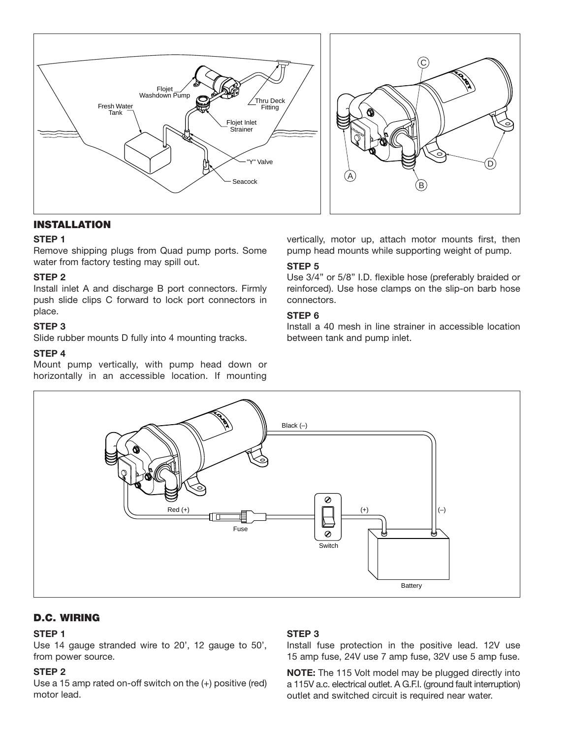## INSTALLATION

### STEP 1
Remove shipping plugs from Quad pump ports. Some water from factory testing may spill out.

### STEP 2
Install inlet A and discharge B port connectors. Firmly push slide clips C forward to lock port connectors in place.

### STEP 3
Slide rubber mounts D fully into 4 mounting tracks.

### STEP 4
Mount pump vertically, with pump head down or horizontally in an accessible location. If mounting vertically, motor up, attach motor mounts first, then pump head mounts while supporting weight of pump.

### STEP 5
Use 3/4" or 5/8" I.D. flexible hose (preferably braided or reinforced). Use hose clamps on the slip-on barb hose connectors.

### STEP 6
Install a 40 mesh in line strainer in accessible location between tank and pump inlet.

## D.C. WIRING

### STEP 1
Use 14 gauge stranded wire to 20', 12 gauge to 50', from power source.

### STEP 2
Use a 15 amp rated on-off switch on the (+) positive (red) motor lead.

### STEP 3
Install fuse protection in the positive lead. 12V use 15 amp fuse, 24V use 7 amp fuse, 32V use 5 amp fuse.

**NOTE:** The 115 Volt model may be plugged directly into a 115V a.c. electrical outlet. A G.F.I. (ground fault interruption) outlet and switched circuit is required near water.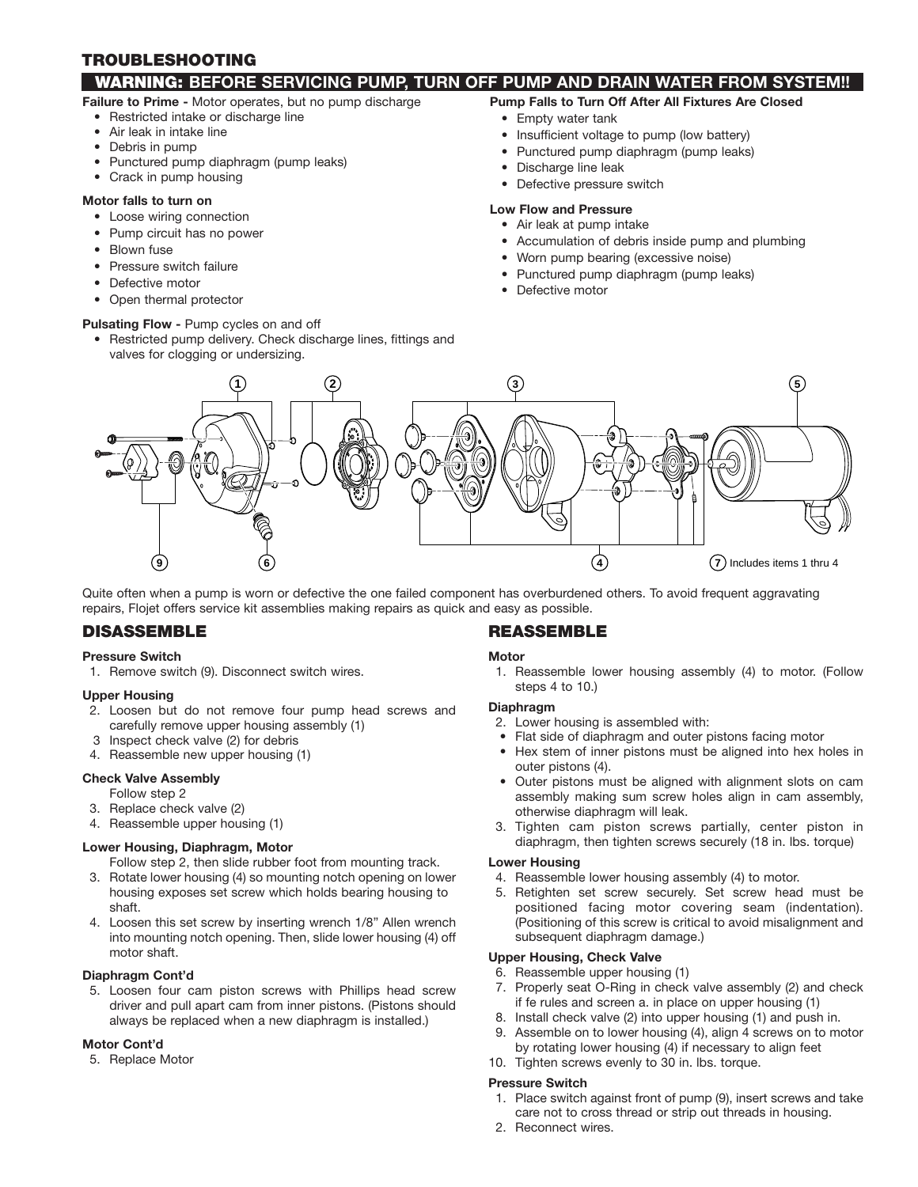## TROUBLESHOOTING

**WARNING: BEFORE SERVICING PUMP, TURN OFF PUMP AND DRAIN WATER FROM SYSTEM!!**

**Failure to Prime -** Motor operates, but no pump discharge
- Restricted intake or discharge line
- Air leak in intake line
- Debris in pump
- Punctured pump diaphragm (pump leaks)
- Crack in pump housing

**Motor falls to turn on**
- Loose wiring connection
- Pump circuit has no power
- Blown fuse
- Pressure switch failure
- Defective motor
- Open thermal protector

**Pulsating Flow -** Pump cycles on and off
- Restricted pump delivery. Check discharge lines, fittings and valves for clogging or undersizing.

**Pump Falls to Turn Off After All Fixtures Are Closed**
- Empty water tank
- Insufficient voltage to pump (low battery)
- Punctured pump diaphragm (pump leaks)
- Discharge line leak
- Defective pressure switch

**Low Flow and Pressure**
- Air leak at pump intake
- Accumulation of debris inside pump and plumbing
- Worn pump bearing (excessive noise)
- Punctured pump diaphragm (pump leaks)
- Defective motor

1 2 3 5

9 6 4 7 Includes items 1 thru 4

Quite often when a pump is worn or defective the one failed component has overburdened others. To avoid frequent aggravating repairs, Flojet offers service kit assemblies making repairs as quick and easy as possible.

## DISASSEMBLE

**Pressure Switch**

1. Remove switch (9). Disconnect switch wires.

**Upper Housing**

2. Loosen but do not remove four pump head screws and carefully remove upper housing assembly (1)
3. Inspect check valve (2) for debris
4. Reassemble new upper housing (1)

**Check Valve Assembly**

Follow step 2

3. Replace check valve (2)
4. Reassemble upper housing (1)

**Lower Housing, Diaphragm, Motor**

Follow step 2, then slide rubber foot from mounting track.

3. Rotate lower housing (4) so mounting notch opening on lower housing exposes set screw which holds bearing housing to shaft.
4. Loosen this set screw by inserting wrench 1/8" Allen wrench into mounting notch opening. Then, slide lower housing (4) off motor shaft.

**Diaphragm Cont'd**

5. Loosen four cam piston screws with Phillips head screw driver and pull apart cam from inner pistons. (Pistons should always be replaced when a new diaphragm is installed.)

**Motor Cont'd**

5. Replace Motor

## REASSEMBLE

**Motor**

1. Reassemble lower housing assembly (4) to motor. (Follow steps 4 to 10.)

**Diaphragm**

2. Lower housing is assembled with:
   - Flat side of diaphragm and outer pistons facing motor
   - Hex stem of inner pistons must be aligned into hex holes in outer pistons (4).
   - Outer pistons must be aligned with alignment slots on cam assembly making sum screw holes align in cam assembly, otherwise diaphragm will leak.
3. Tighten cam piston screws partially, center piston in diaphragm, then tighten screws securely (18 in. lbs. torque)

**Lower Housing**

4. Reassemble lower housing assembly (4) to motor.
5. Retighten set screw securely. Set screw head must be positioned facing motor covering seam (indentation). (Positioning of this screw is critical to avoid misalignment and subsequent diaphragm damage.)

**Upper Housing, Check Valve**

6. Reassemble upper housing (1)
7. Properly seat O-Ring in check valve assembly (2) and check if fe rules and screen a. in place on upper housing (1)
8. Install check valve (2) into upper housing (1) and push in.
9. Assemble on to lower housing (4), align 4 screws on to motor by rotating lower housing (4) if necessary to align feet
10. Tighten screws evenly to 30 in. lbs. torque.

**Pressure Switch**

1. Place switch against front of pump (9), insert screws and take care not to cross thread or strip out threads in housing.
2. Reconnect wires.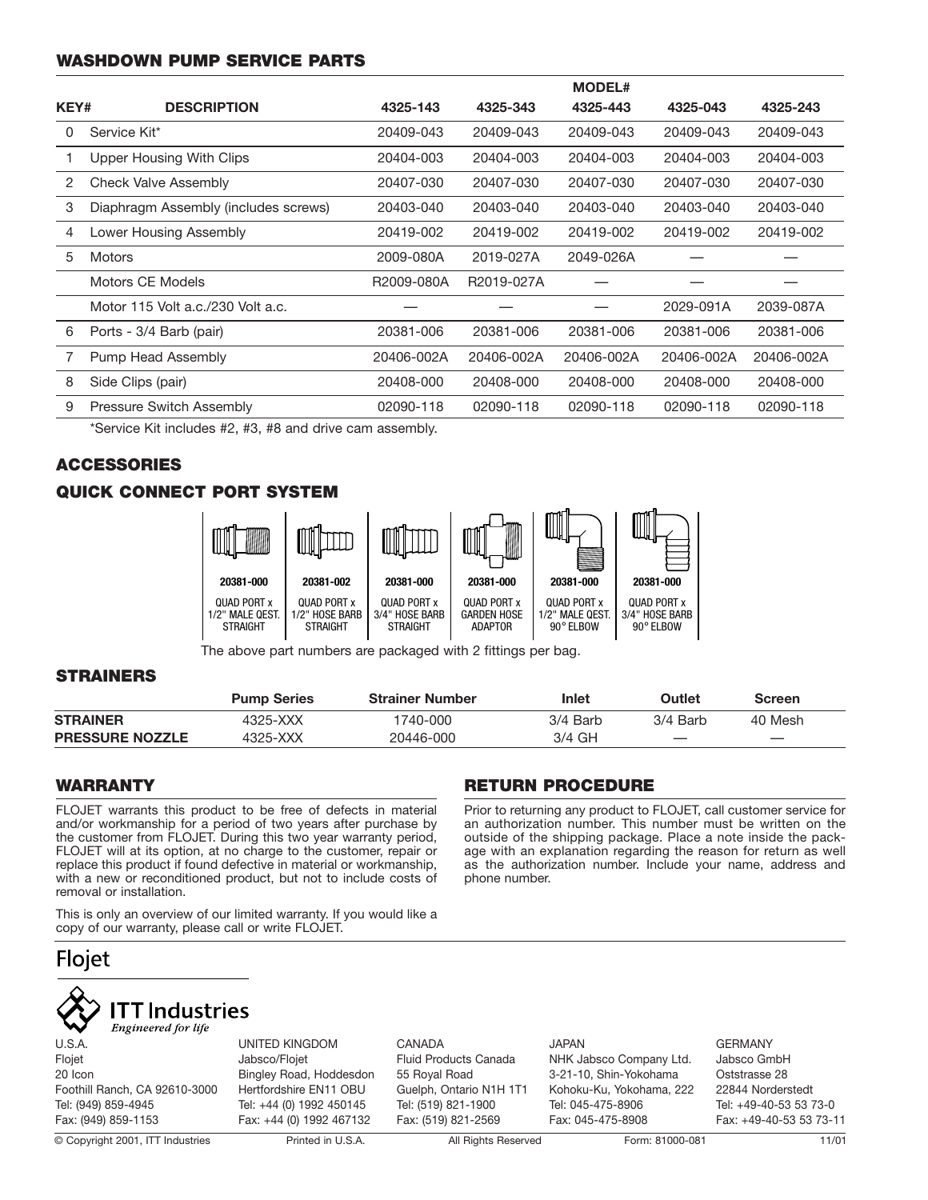## WASHDOWN PUMP SERVICE PARTS

| KEY# | DESCRIPTION | MODEL# 4325-143 | 4325-343 | 4325-443 | 4325-043 | 4325-243 |
|---|---|---|---|---|---|---|
| 0 | Service Kit* | 20409-043 | 20409-043 | 20409-043 | 20409-043 | 20409-043 |
| 1 | Upper Housing With Clips | 20404-003 | 20404-003 | 20404-003 | 20404-003 | 20404-003 |
| 2 | Check Valve Assembly | 20407-030 | 20407-030 | 20407-030 | 20407-030 | 20407-030 |
| 3 | Diaphragm Assembly (includes screws) | 20403-040 | 20403-040 | 20403-040 | 20403-040 | 20403-040 |
| 4 | Lower Housing Assembly | 20419-002 | 20419-002 | 20419-002 | 20419-002 | 20419-002 |
| 5 | Motors | 2009-080A | 2019-027A | 2049-026A | — | — |
| | Motors CE Models | R2009-080A | R2019-027A | — | — | — |
| | Motor 115 Volt a.c./230 Volt a.c. | — | — | — | 2029-091A | 2039-087A |
| 6 | Ports - 3/4 Barb (pair) | 20381-006 | 20381-006 | 20381-006 | 20381-006 | 20381-006 |
| 7 | Pump Head Assembly | 20406-002A | 20406-002A | 20406-002A | 20406-002A | 20406-002A |
| 8 | Side Clips (pair) | 20408-000 | 20408-000 | 20408-000 | 20408-000 | 20408-000 |
| 9 | Pressure Switch Assembly | 02090-118 | 02090-118 | 02090-118 | 02090-118 | 02090-118 |

*Service Kit includes #2, #3, #8 and drive cam assembly.

## ACCESSORIES

## QUICK CONNECT PORT SYSTEM

| 20381-000 | 20381-002 | 20381-000 | 20381-000 | 20381-000 | 20381-000 |
|---|---|---|---|---|---|
| QUAD PORT x 1/2" MALE QEST. STRAIGHT | QUAD PORT x 1/2" HOSE BARB STRAIGHT | QUAD PORT x 3/4" HOSE BARB STRAIGHT | QUAD PORT x GARDEN HOSE ADAPTOR | QUAD PORT x 1/2" MALE QEST. 90° ELBOW | QUAD PORT x 3/4" HOSE BARB 90° ELBOW |

The above part numbers are packaged with 2 fittings per bag.

## STRAINERS

| | Pump Series | Strainer Number | Inlet | Outlet | Screen |
|---|---|---|---|---|---|
| **STRAINER** | 4325-XXX | 1740-000 | 3/4 Barb | 3/4 Barb | 40 Mesh |
| **PRESSURE NOZZLE** | 4325-XXX | 20446-000 | 3/4 GH | — | — |

## WARRANTY

FLOJET warrants this product to be free of defects in material and/or workmanship for a period of two years after purchase by the customer from FLOJET. During this two year warranty period, FLOJET will at its option, at no charge to the customer, repair or replace this product if found defective in material or workmanship, with a new or reconditioned product, but not to include costs of removal or installation.

This is only an overview of our limited warranty. If you would like a copy of our warranty, please call or write FLOJET.

## RETURN PROCEDURE

Prior to returning any product to FLOJET, call customer service for an authorization number. This number must be written on the outside of the shipping package. Place a note inside the package with an explanation regarding the reason for return as well as the authorization number. Include your name, address and phone number.

Flojet

ITT Industries
*Engineered for life*

U.S.A.
Flojet
20 Icon
Foothill Ranch, CA 92610-3000
Tel: (949) 859-4945
Fax: (949) 859-1153

UNITED KINGDOM
Jabsco/Flojet
Bingley Road, Hoddesdon
Hertfordshire EN11 OBU
Tel: +44 (0) 1992 450145
Fax: +44 (0) 1992 467132

CANADA
Fluid Products Canada
55 Royal Road
Guelph, Ontario N1H 1T1
Tel: (519) 821-1900
Fax: (519) 821-2569

JAPAN
NHK Jabsco Company Ltd.
3-21-10, Shin-Yokohama
Kohoku-Ku, Yokohama, 222
Tel: 045-475-8906
Fax: 045-475-8908

GERMANY
Jabsco GmbH
Oststrasse 28
22844 Norderstedt
Tel: +49-40-53 53 73-0
Fax: +49-40-53 53 73-11

© Copyright 2001, ITT Industries    Printed in U.S.A.    All Rights Reserved    Form: 81000-081    11/01